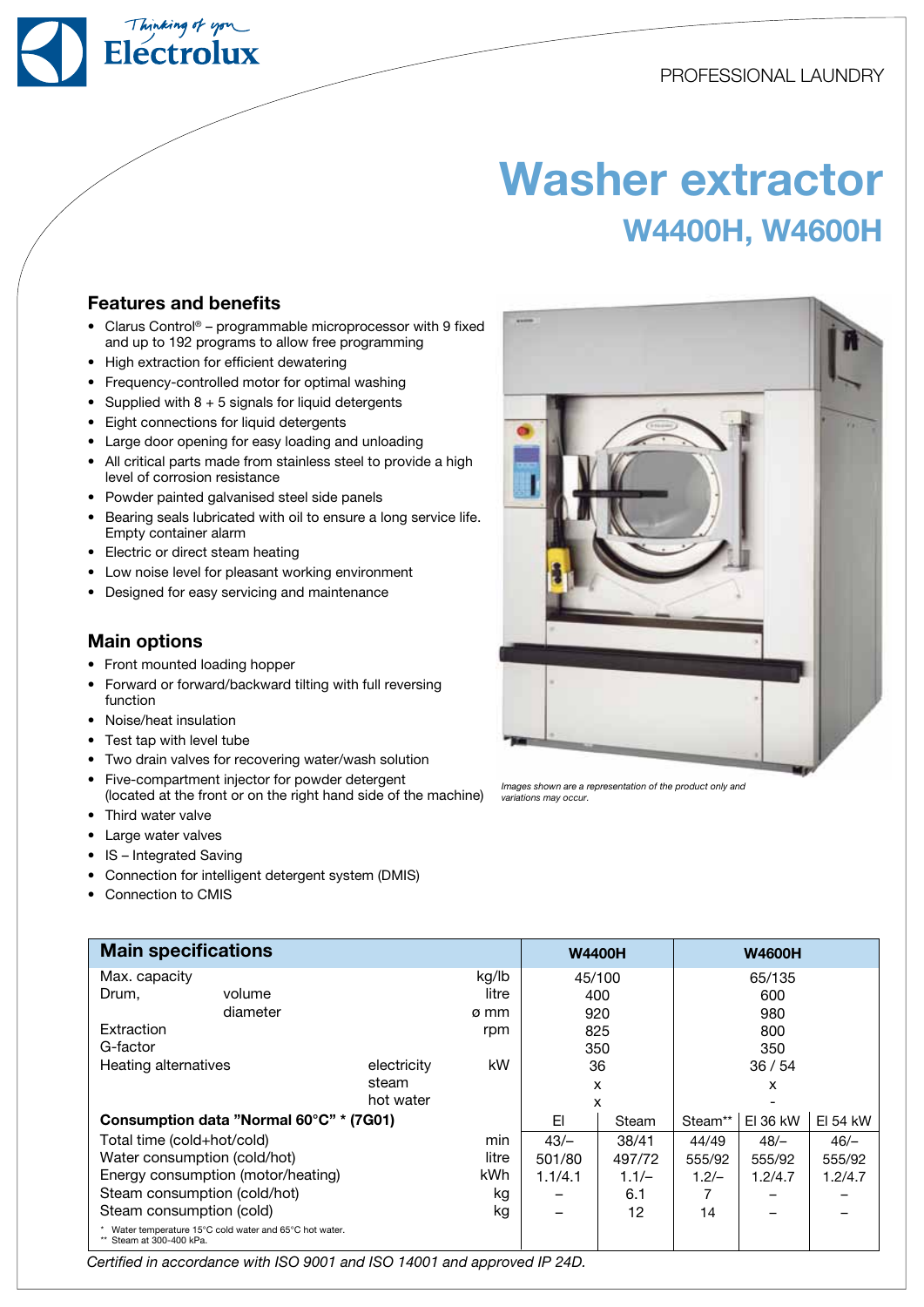PROFESSIONAL LAUNDRY

# Washer extractor

## W4400H, W4600H

### Features and benefits

- Clarus Control® – programmable microprocessor with 9 fixed and up to 192 programs to allow free programming
- High extraction for efficient dewatering
- Frequency-controlled motor for optimal washing
- Supplied with 8 + 5 signals for liquid detergents
- Eight connections for liquid detergents
- Large door opening for easy loading and unloading
- All critical parts made from stainless steel to provide a high level of corrosion resistance
- Powder painted galvanised steel side panels
- Bearing seals lubricated with oil to ensure a long service life. Empty container alarm
- Electric or direct steam heating
- Low noise level for pleasant working environment
- Designed for easy servicing and maintenance

### Main options

- Front mounted loading hopper
- Forward or forward/backward tilting with full reversing function
- Noise/heat insulation
- Test tap with level tube
- Two drain valves for recovering water/wash solution
- Five-compartment injector for powder detergent (located at the front or on the right hand side of the machine)
- Third water valve
- Large water valves
- IS – Integrated Saving
- Connection for intelligent detergent system (DMIS)
- Connection to CMIS

*Images shown are a representation of the product only and variations may occur.*

| Main specifications | | | | W4400H | | W4600H | | |
|---|---|---|---|---|---|---|---|---|
| Max. capacity | | | kg/lb | 45/100 | | 65/135 | | |
| Drum, | volume | | litre | 400 | | 600 | | |
| | diameter | | ø mm | 920 | | 980 | | |
| Extraction | | | rpm | 825 | | 800 | | |
| G-factor | | | | 350 | | 350 | | |
| Heating alternatives | | electricity | kW | 36 | | 36 / 54 | | |
| | | steam | | x | | x | | |
| | | hot water | | x | | - | | |
| **Consumption data "Normal 60°C" * (7G01)** | | | | El | Steam | Steam** | El 36 kW | El 54 kW |
| Total time (cold+hot/cold) | | | min | 43/– | 38/41 | 44/49 | 48/– | 46/– |
| Water consumption (cold/hot) | | | litre | 501/80 | 497/72 | 555/92 | 555/92 | 555/92 |
| Energy consumption (motor/heating) | | | kWh | 1.1/4.1 | 1.1/– | 1.2/– | 1.2/4.7 | 1.2/4.7 |
| Steam consumption (cold/hot) | | | kg | – | 6.1 | 7 | – | – |
| Steam consumption (cold) | | | kg | – | 12 | 14 | – | – |

\* Water temperature 15°C cold water and 65°C hot water.
\*\* Steam at 300-400 kPa.

*Certified in accordance with ISO 9001 and ISO 14001 and approved IP 24D.*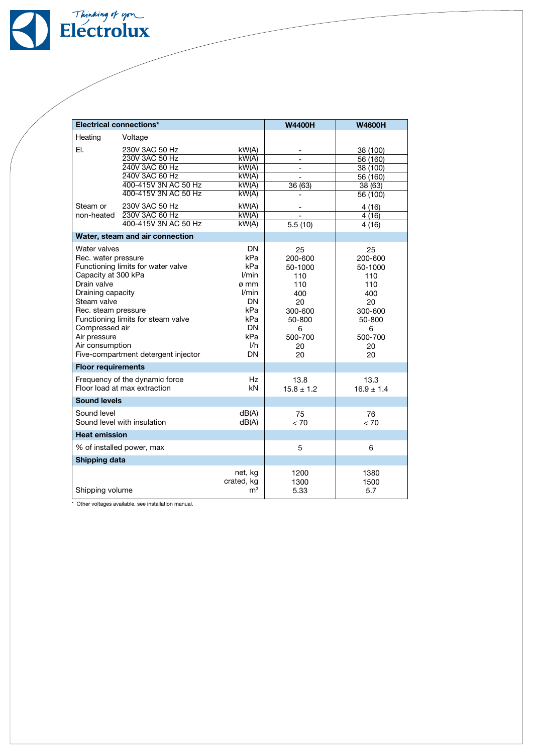| Electrical connections* | | | W4400H | W4600H |
|---|---|---|---|---|
| Heating | Voltage | | | |
| El. | 230V 3AC 50 Hz | kW(A) | - | 38 (100) |
| | 230V 3AC 50 Hz | kW(A) | - | 56 (160) |
| | 240V 3AC 60 Hz | kW(A) | - | 38 (100) |
| | 240V 3AC 60 Hz | kW(A) | - | 56 (160) |
| | 400-415V 3N AC 50 Hz | kW(A) | 36 (63) | 38 (63) |
| | 400-415V 3N AC 50 Hz | kW(A) | - | 56 (100) |
| Steam or non-heated | 230V 3AC 50 Hz | kW(A) | - | 4 (16) |
| | 230V 3AC 60 Hz | kW(A) | - | 4 (16) |
| | 400-415V 3N AC 50 Hz | kW(A) | 5.5 (10) | 4 (16) |
| **Water, steam and air connection** | | | | |
| Water valves | | DN | 25 | 25 |
| Rec. water pressure | | kPa | 200-600 | 200-600 |
| Functioning limits for water valve | | kPa | 50-1000 | 50-1000 |
| Capacity at 300 kPa | | l/min | 110 | 110 |
| Drain valve | | ø mm | 110 | 110 |
| Draining capacity | | l/min | 400 | 400 |
| Steam valve | | DN | 20 | 20 |
| Rec. steam pressure | | kPa | 300-600 | 300-600 |
| Functioning limits for steam valve | | kPa | 50-800 | 50-800 |
| Compressed air | | DN | 6 | 6 |
| Air pressure | | kPa | 500-700 | 500-700 |
| Air consumption | | l/h | 20 | 20 |
| Five-compartment detergent injector | | DN | 20 | 20 |
| **Floor requirements** | | | | |
| Frequency of the dynamic force | | Hz | 13.8 | 13.3 |
| Floor load at max extraction | | kN | 15.8 ± 1.2 | 16.9 ± 1.4 |
| **Sound levels** | | | | |
| Sound level | | dB(A) | 75 | 76 |
| Sound level with insulation | | dB(A) | < 70 | < 70 |
| **Heat emission** | | | | |
| % of installed power, max | | | 5 | 6 |
| **Shipping data** | | | | |
| | | net, kg | 1200 | 1380 |
| | | crated, kg | 1300 | 1500 |
| Shipping volume | | $m^3$ | 5.33 | 5.7 |

* Other voltages available, see installation manual.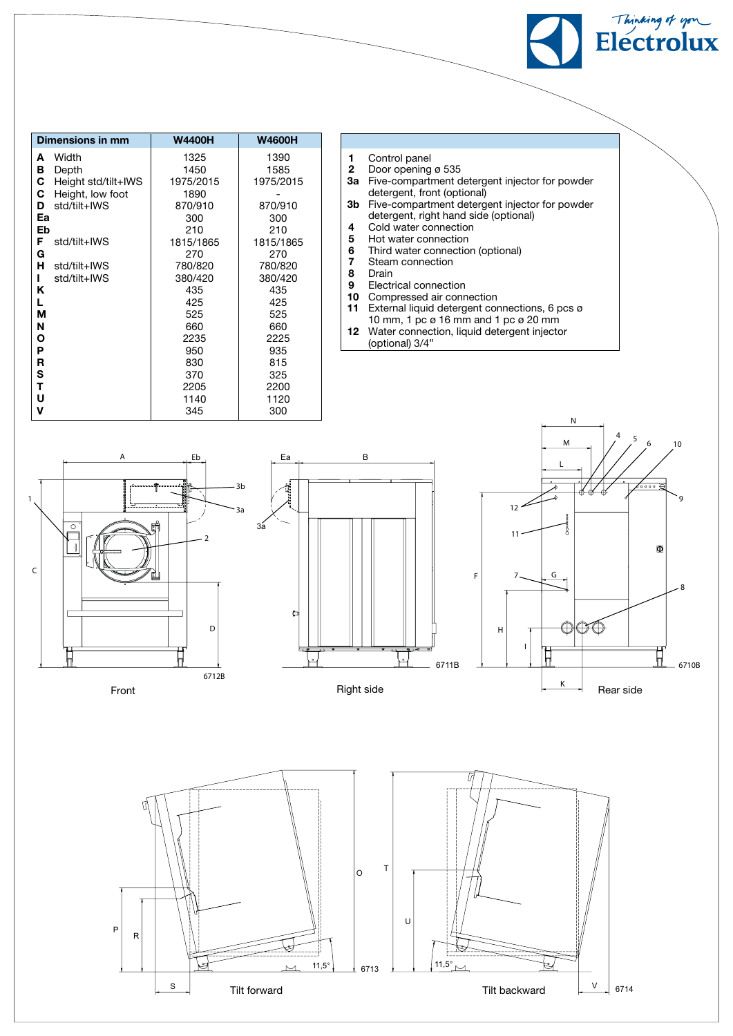| Dimensions in mm | | W4400H | W4600H |
|---|---|---|---|
| **A** | Width | 1325 | 1390 |
| **B** | Depth | 1450 | 1585 |
| **C** | Height std/tilt+IWS | 1975/2015 | 1975/2015 |
| **C** | Height, low foot | 1890 | - |
| **D** | std/tilt+IWS | 870/910 | 870/910 |
| **Ea** | | 300 | 300 |
| **Eb** | | 210 | 210 |
| **F** | std/tilt+IWS | 1815/1865 | 1815/1865 |
| **G** | | 270 | 270 |
| **H** | std/tilt+IWS | 780/820 | 780/820 |
| **I** | std/tilt+IWS | 380/420 | 380/420 |
| **K** | | 435 | 435 |
| **L** | | 425 | 425 |
| **M** | | 525 | 525 |
| **N** | | 660 | 660 |
| **O** | | 2235 | 2225 |
| **P** | | 950 | 935 |
| **R** | | 830 | 815 |
| **S** | | 370 | 325 |
| **T** | | 2205 | 2200 |
| **U** | | 1140 | 1120 |
| **V** | | 345 | 300 |

| | |
|---|---|
| **1** | Control panel |
| **2** | Door opening ø 535 |
| **3a** | Five-compartment detergent injector for powder detergent, front (optional) |
| **3b** | Five-compartment detergent injector for powder detergent, right hand side (optional) |
| **4** | Cold water connection |
| **5** | Hot water connection |
| **6** | Third water connection (optional) |
| **7** | Steam connection |
| **8** | Drain |
| **9** | Electrical connection |
| **10** | Compressed air connection |
| **11** | External liquid detergent connections, 6 pcs ø 10 mm, 1 pc ø 16 mm and 1 pc ø 20 mm |
| **12** | Water connection, liquid detergent injector (optional) 3/4" |

Front

Right side

Rear side

Tilt forward

Tilt backward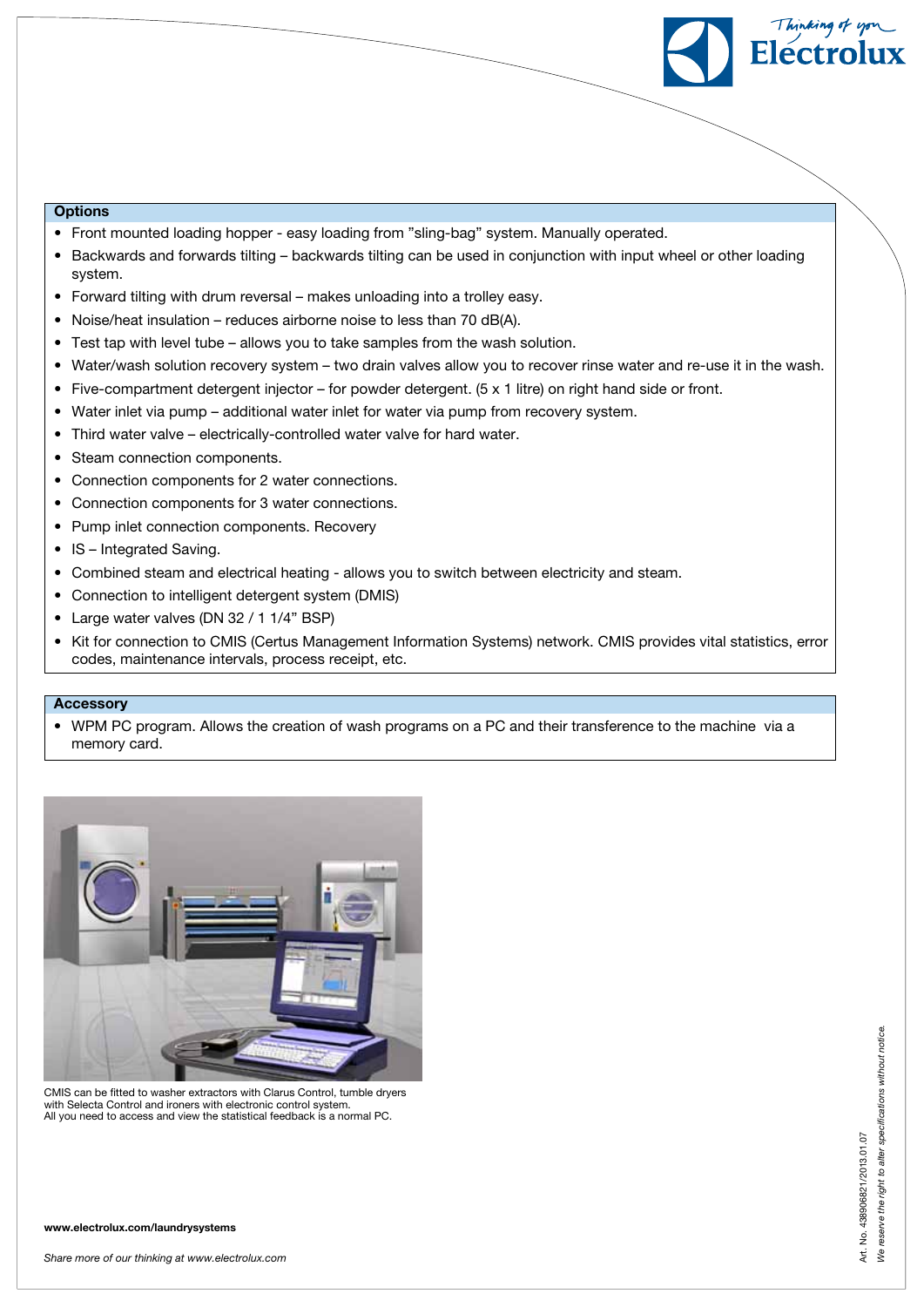## Options

- Front mounted loading hopper - easy loading from "sling-bag" system. Manually operated.
- Backwards and forwards tilting – backwards tilting can be used in conjunction with input wheel or other loading system.
- Forward tilting with drum reversal – makes unloading into a trolley easy.
- Noise/heat insulation – reduces airborne noise to less than 70 dB(A).
- Test tap with level tube – allows you to take samples from the wash solution.
- Water/wash solution recovery system – two drain valves allow you to recover rinse water and re-use it in the wash.
- Five-compartment detergent injector – for powder detergent. (5 x 1 litre) on right hand side or front.
- Water inlet via pump – additional water inlet for water via pump from recovery system.
- Third water valve – electrically-controlled water valve for hard water.
- Steam connection components.
- Connection components for 2 water connections.
- Connection components for 3 water connections.
- Pump inlet connection components. Recovery
- IS – Integrated Saving.
- Combined steam and electrical heating - allows you to switch between electricity and steam.
- Connection to intelligent detergent system (DMIS)
- Large water valves (DN 32 / 1 1/4" BSP)
- Kit for connection to CMIS (Certus Management Information Systems) network. CMIS provides vital statistics, error codes, maintenance intervals, process receipt, etc.

## Accessory

- WPM PC program. Allows the creation of wash programs on a PC and their transference to the machine via a memory card.

CMIS can be fitted to washer extractors with Clarus Control, tumble dryers with Selecta Control and ironers with electronic control system.
All you need to access and view the statistical feedback is a normal PC.

**www.electrolux.com/laundrysystems**

*Share more of our thinking at www.electrolux.com*

Art. No. 438906821/2013.01.07
*We reserve the right to alter specifications without notice.*